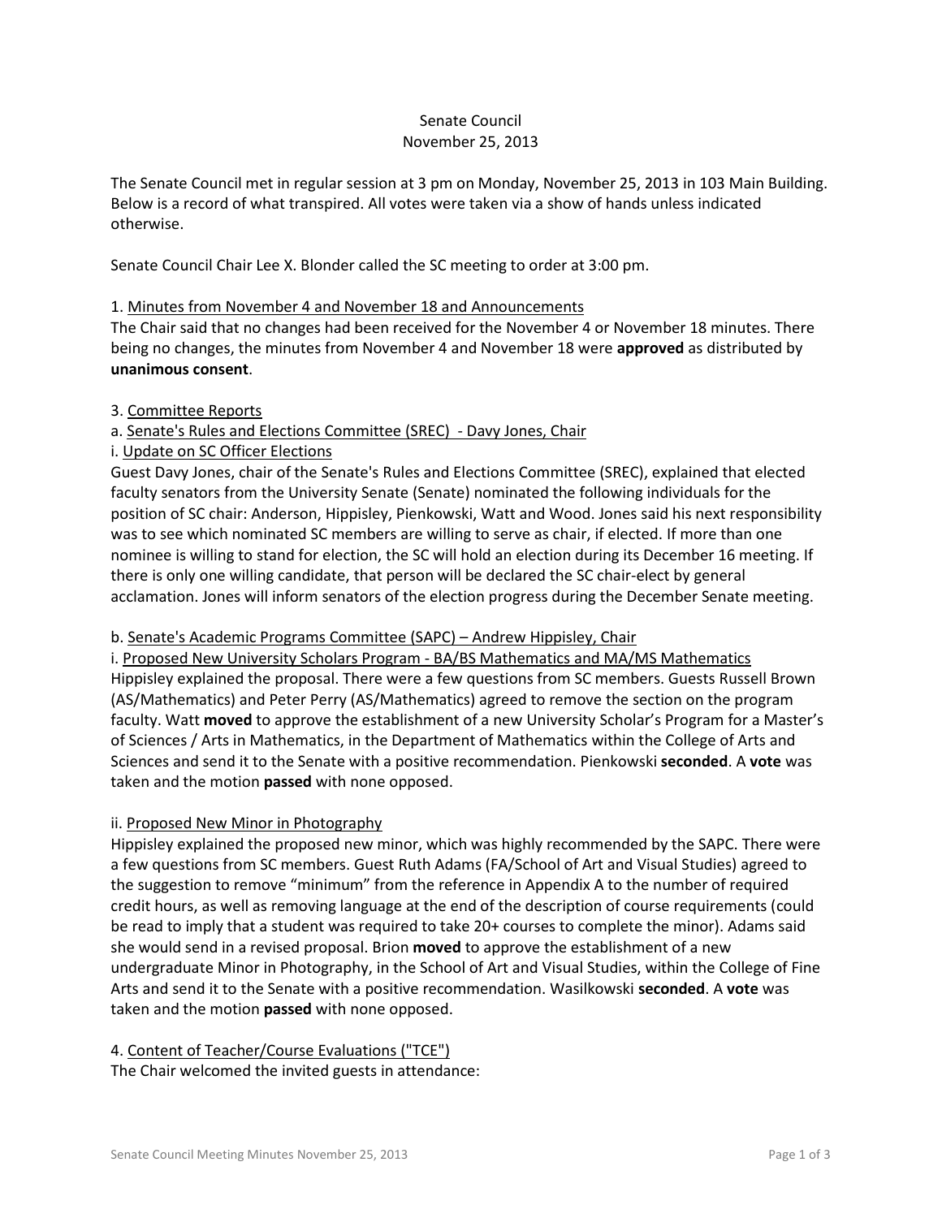Senate Council
November 25, 2013

The Senate Council met in regular session at 3 pm on Monday, November 25, 2013 in 103 Main Building. Below is a record of what transpired. All votes were taken via a show of hands unless indicated otherwise.

Senate Council Chair Lee X. Blonder called the SC meeting to order at 3:00 pm.

1. Minutes from November 4 and November 18 and Announcements

The Chair said that no changes had been received for the November 4 or November 18 minutes. There being no changes, the minutes from November 4 and November 18 were **approved** as distributed by **unanimous consent**.

3. Committee Reports

a. Senate's Rules and Elections Committee (SREC) - Davy Jones, Chair

i. Update on SC Officer Elections

Guest Davy Jones, chair of the Senate's Rules and Elections Committee (SREC), explained that elected faculty senators from the University Senate (Senate) nominated the following individuals for the position of SC chair: Anderson, Hippisley, Pienkowski, Watt and Wood. Jones said his next responsibility was to see which nominated SC members are willing to serve as chair, if elected. If more than one nominee is willing to stand for election, the SC will hold an election during its December 16 meeting. If there is only one willing candidate, that person will be declared the SC chair-elect by general acclamation. Jones will inform senators of the election progress during the December Senate meeting.

b. Senate's Academic Programs Committee (SAPC) – Andrew Hippisley, Chair

i. Proposed New University Scholars Program - BA/BS Mathematics and MA/MS Mathematics

Hippisley explained the proposal. There were a few questions from SC members. Guests Russell Brown (AS/Mathematics) and Peter Perry (AS/Mathematics) agreed to remove the section on the program faculty. Watt **moved** to approve the establishment of a new University Scholar's Program for a Master's of Sciences / Arts in Mathematics, in the Department of Mathematics within the College of Arts and Sciences and send it to the Senate with a positive recommendation. Pienkowski **seconded**. A **vote** was taken and the motion **passed** with none opposed.

ii. Proposed New Minor in Photography

Hippisley explained the proposed new minor, which was highly recommended by the SAPC. There were a few questions from SC members. Guest Ruth Adams (FA/School of Art and Visual Studies) agreed to the suggestion to remove "minimum" from the reference in Appendix A to the number of required credit hours, as well as removing language at the end of the description of course requirements (could be read to imply that a student was required to take 20+ courses to complete the minor). Adams said she would send in a revised proposal. Brion **moved** to approve the establishment of a new undergraduate Minor in Photography, in the School of Art and Visual Studies, within the College of Fine Arts and send it to the Senate with a positive recommendation. Wasilkowski **seconded**. A **vote** was taken and the motion **passed** with none opposed.

4. Content of Teacher/Course Evaluations ("TCE")

The Chair welcomed the invited guests in attendance: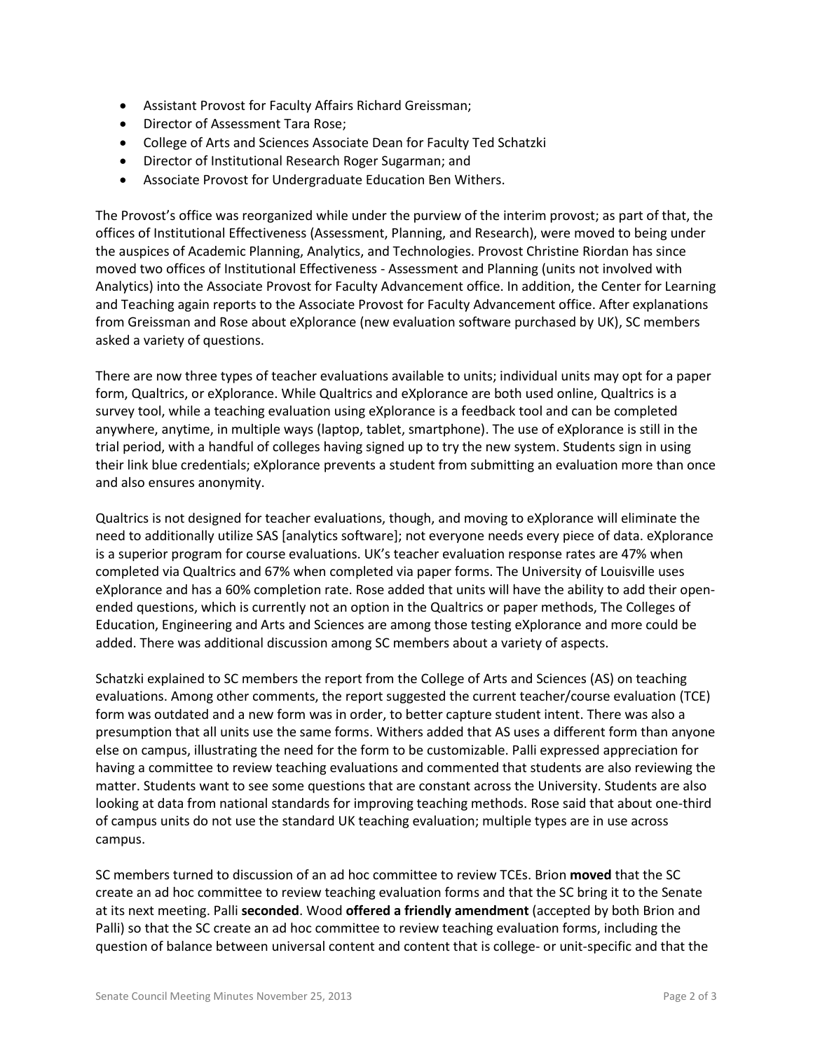- Assistant Provost for Faculty Affairs Richard Greissman;
- Director of Assessment Tara Rose;
- College of Arts and Sciences Associate Dean for Faculty Ted Schatzki
- Director of Institutional Research Roger Sugarman; and
- Associate Provost for Undergraduate Education Ben Withers.

The Provost's office was reorganized while under the purview of the interim provost; as part of that, the offices of Institutional Effectiveness (Assessment, Planning, and Research), were moved to being under the auspices of Academic Planning, Analytics, and Technologies. Provost Christine Riordan has since moved two offices of Institutional Effectiveness - Assessment and Planning (units not involved with Analytics) into the Associate Provost for Faculty Advancement office. In addition, the Center for Learning and Teaching again reports to the Associate Provost for Faculty Advancement office. After explanations from Greissman and Rose about eXplorance (new evaluation software purchased by UK), SC members asked a variety of questions.

There are now three types of teacher evaluations available to units; individual units may opt for a paper form, Qualtrics, or eXplorance. While Qualtrics and eXplorance are both used online, Qualtrics is a survey tool, while a teaching evaluation using eXplorance is a feedback tool and can be completed anywhere, anytime, in multiple ways (laptop, tablet, smartphone). The use of eXplorance is still in the trial period, with a handful of colleges having signed up to try the new system. Students sign in using their link blue credentials; eXplorance prevents a student from submitting an evaluation more than once and also ensures anonymity.

Qualtrics is not designed for teacher evaluations, though, and moving to eXplorance will eliminate the need to additionally utilize SAS [analytics software]; not everyone needs every piece of data. eXplorance is a superior program for course evaluations. UK's teacher evaluation response rates are 47% when completed via Qualtrics and 67% when completed via paper forms. The University of Louisville uses eXplorance and has a 60% completion rate. Rose added that units will have the ability to add their open-ended questions, which is currently not an option in the Qualtrics or paper methods, The Colleges of Education, Engineering and Arts and Sciences are among those testing eXplorance and more could be added. There was additional discussion among SC members about a variety of aspects.

Schatzki explained to SC members the report from the College of Arts and Sciences (AS) on teaching evaluations. Among other comments, the report suggested the current teacher/course evaluation (TCE) form was outdated and a new form was in order, to better capture student intent. There was also a presumption that all units use the same forms. Withers added that AS uses a different form than anyone else on campus, illustrating the need for the form to be customizable. Palli expressed appreciation for having a committee to review teaching evaluations and commented that students are also reviewing the matter. Students want to see some questions that are constant across the University. Students are also looking at data from national standards for improving teaching methods. Rose said that about one-third of campus units do not use the standard UK teaching evaluation; multiple types are in use across campus.

SC members turned to discussion of an ad hoc committee to review TCEs. Brion **moved** that the SC create an ad hoc committee to review teaching evaluation forms and that the SC bring it to the Senate at its next meeting. Palli **seconded**. Wood **offered a friendly amendment** (accepted by both Brion and Palli) so that the SC create an ad hoc committee to review teaching evaluation forms, including the question of balance between universal content and content that is college- or unit-specific and that the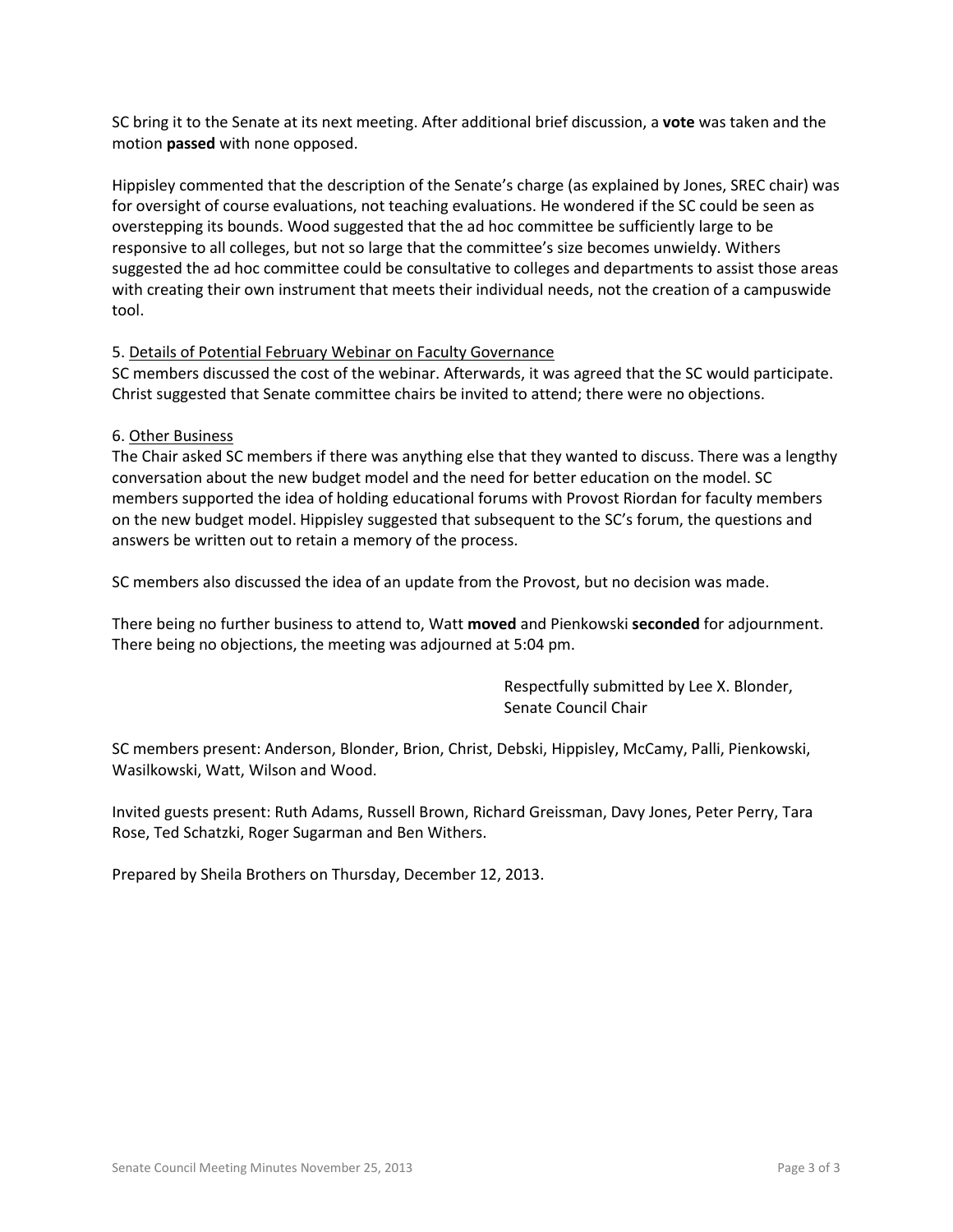SC bring it to the Senate at its next meeting. After additional brief discussion, a **vote** was taken and the motion **passed** with none opposed.

Hippisley commented that the description of the Senate's charge (as explained by Jones, SREC chair) was for oversight of course evaluations, not teaching evaluations. He wondered if the SC could be seen as overstepping its bounds. Wood suggested that the ad hoc committee be sufficiently large to be responsive to all colleges, but not so large that the committee's size becomes unwieldy. Withers suggested the ad hoc committee could be consultative to colleges and departments to assist those areas with creating their own instrument that meets their individual needs, not the creation of a campuswide tool.

5. <u>Details of Potential February Webinar on Faculty Governance</u>
SC members discussed the cost of the webinar. Afterwards, it was agreed that the SC would participate. Christ suggested that Senate committee chairs be invited to attend; there were no objections.

6. <u>Other Business</u>
The Chair asked SC members if there was anything else that they wanted to discuss. There was a lengthy conversation about the new budget model and the need for better education on the model. SC members supported the idea of holding educational forums with Provost Riordan for faculty members on the new budget model. Hippisley suggested that subsequent to the SC's forum, the questions and answers be written out to retain a memory of the process.

SC members also discussed the idea of an update from the Provost, but no decision was made.

There being no further business to attend to, Watt **moved** and Pienkowski **seconded** for adjournment. There being no objections, the meeting was adjourned at 5:04 pm.

Respectfully submitted by Lee X. Blonder,
Senate Council Chair

SC members present: Anderson, Blonder, Brion, Christ, Debski, Hippisley, McCamy, Palli, Pienkowski, Wasilkowski, Watt, Wilson and Wood.

Invited guests present: Ruth Adams, Russell Brown, Richard Greissman, Davy Jones, Peter Perry, Tara Rose, Ted Schatzki, Roger Sugarman and Ben Withers.

Prepared by Sheila Brothers on Thursday, December 12, 2013.